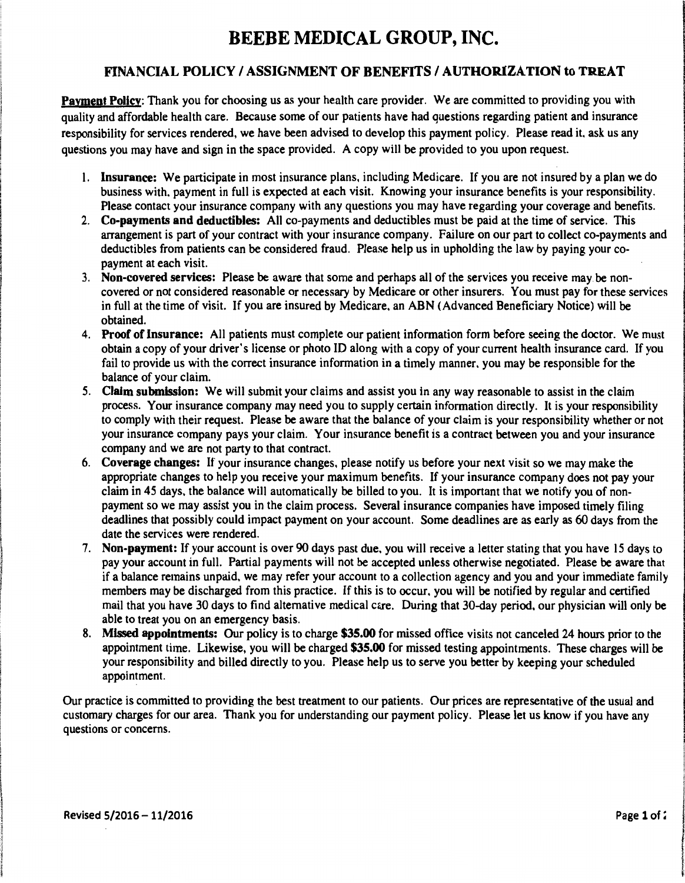# BEEBE MEDICAL GROUP, INC.

## FINANCIAL POLICY / ASSIGNMENT OF BENEFITS / AUTHORIZATION to TREAT

**Payment Policy**: Thank you for choosing us as your health care provider. We are committed to providing you with quality and affordable health care. Because some of our patients have had questions regarding patient and insurance responsibility for services rendered, we have been advised to develop this payment policy. Please read it, ask us any questions you may have and sign in the space provided. A copy will be provided to you upon request.

1. **Insurance:** We participate in most insurance plans, including Medicare. If you are not insured by a plan we do business with, payment in full is expected at each visit. Knowing your insurance benefits is your responsibility. Please contact your insurance company with any questions you may have regarding your coverage and benefits.
2. **Co-payments and deductibles:** All co-payments and deductibles must be paid at the time of service. This arrangement is part of your contract with your insurance company. Failure on our part to collect co-payments and deductibles from patients can be considered fraud. Please help us in upholding the law by paying your co-payment at each visit.
3. **Non-covered services:** Please be aware that some and perhaps all of the services you receive may be non-covered or not considered reasonable or necessary by Medicare or other insurers. You must pay for these services in full at the time of visit. If you are insured by Medicare, an ABN (Advanced Beneficiary Notice) will be obtained.
4. **Proof of Insurance:** All patients must complete our patient information form before seeing the doctor. We must obtain a copy of your driver's license or photo ID along with a copy of your current health insurance card. If you fail to provide us with the correct insurance information in a timely manner, you may be responsible for the balance of your claim.
5. **Claim submission:** We will submit your claims and assist you in any way reasonable to assist in the claim process. Your insurance company may need you to supply certain information directly. It is your responsibility to comply with their request. Please be aware that the balance of your claim is your responsibility whether or not your insurance company pays your claim. Your insurance benefit is a contract between you and your insurance company and we are not party to that contract.
6. **Coverage changes:** If your insurance changes, please notify us before your next visit so we may make the appropriate changes to help you receive your maximum benefits. If your insurance company does not pay your claim in 45 days, the balance will automatically be billed to you. It is important that we notify you of non-payment so we may assist you in the claim process. Several insurance companies have imposed timely filing deadlines that possibly could impact payment on your account. Some deadlines are as early as 60 days from the date the services were rendered.
7. **Non-payment:** If your account is over 90 days past due, you will receive a letter stating that you have 15 days to pay your account in full. Partial payments will not be accepted unless otherwise negotiated. Please be aware that if a balance remains unpaid, we may refer your account to a collection agency and you and your immediate family members may be discharged from this practice. If this is to occur, you will be notified by regular and certified mail that you have 30 days to find alternative medical care. During that 30-day period, our physician will only be able to treat you on an emergency basis.
8. **Missed appointments:** Our policy is to charge **$35.00** for missed office visits not canceled 24 hours prior to the appointment time. Likewise, you will be charged **$35.00** for missed testing appointments. These charges will be your responsibility and billed directly to you. Please help us to serve you better by keeping your scheduled appointment.

Our practice is committed to providing the best treatment to our patients. Our prices are representative of the usual and customary charges for our area. Thank you for understanding our payment policy. Please let us know if you have any questions or concerns.

Revised 5/2016 – 11/2016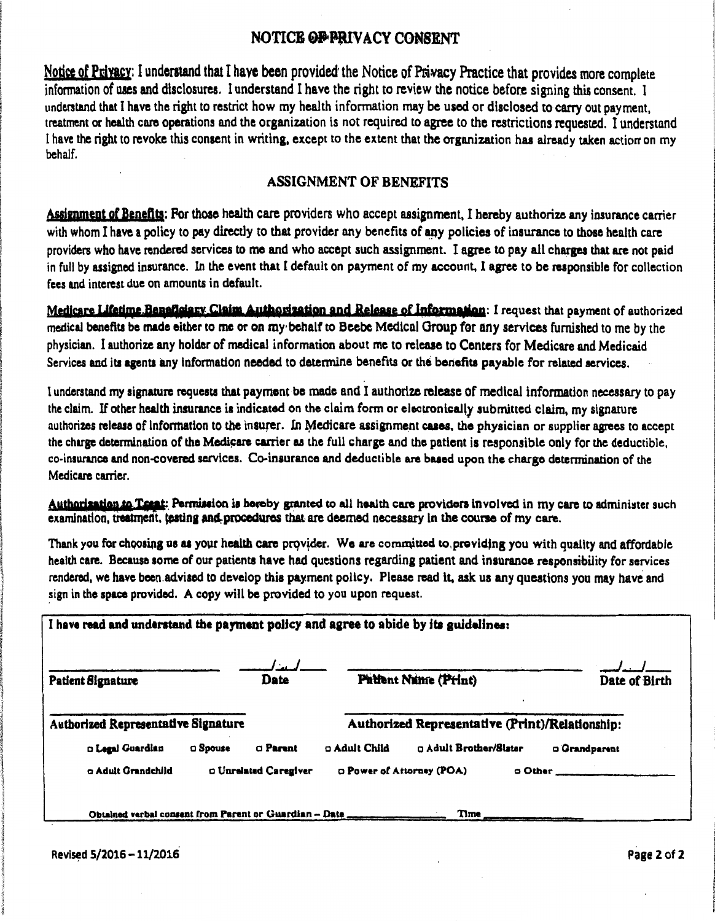# NOTICE OF PRIVACY CONSENT

Notice of Privacy: I understand that I have been provided the Notice of Privacy Practice that provides more complete information of uses and disclosures. I understand I have the right to review the notice before signing this consent. I understand that I have the right to restrict how my health information may be used or disclosed to carry out payment, treatment or health care operations and the organization is not required to agree to the restrictions requested. I understand I have the right to revoke this consent in writing, except to the extent that the organization has already taken action on my behalf.

## ASSIGNMENT OF BENEFITS

Assignment of Benefits: For those health care providers who accept assignment, I hereby authorize any insurance carrier with whom I have a policy to pay directly to that provider any benefits of any policies of insurance to those health care providers who have rendered services to me and who accept such assignment. I agree to pay all charges that are not paid in full by assigned insurance. In the event that I default on payment of my account, I agree to be responsible for collection fees and interest due on amounts in default.

Medicare Lifetime Beneficiary Claim Authorization and Release of Information: I request that payment of authorized medical benefits be made either to me or on my behalf to Beebe Medical Group for any services furnished to me by the physician. I authorize any holder of medical information about me to release to Centers for Medicare and Medicaid Services and its agents any information needed to determine benefits or the benefits payable for related services.

I understand my signature requests that payment be made and I authorize release of medical information necessary to pay the claim. If other health insurance is indicated on the claim form or electronically submitted claim, my signature authorizes release of information to the insurer. In Medicare assignment cases, the physician or supplier agrees to accept the charge determination of the Medicare carrier as the full charge and the patient is responsible only for the deductible, co-insurance and non-covered services. Co-insurance and deductible are based upon the charge determination of the Medicare carrier.

Authorization to Treat: Permission is hereby granted to all health care providers involved in my care to administer such examination, treatment, testing and procedures that are deemed necessary in the course of my care.

Thank you for choosing us as your health care provider. We are committed to providing you with quality and affordable health care. Because some of our patients have had questions regarding patient and insurance responsibility for services rendered, we have been advised to develop this payment policy. Please read it, ask us any questions you may have and sign in the space provided. A copy will be provided to you upon request.

**I have read and understand the payment policy and agree to abide by its guidelines:**

______________________ ___/___/___ ______________________ ___/___/___

**Patient Signature** **Date** **Patient Name (Print)** **Date of Birth**

______________________ ______________________

**Authorized Representative Signature** **Authorized Representative (Print)/Relationship:**

□ Legal Guardian □ Spouse □ Parent □ Adult Child □ Adult Brother/Sister □ Grandparent

□ Adult Grandchild □ Unrelated Caregiver □ Power of Attorney (POA) □ Other ____________

Obtained verbal consent from Parent or Guardian – Date ____________ Time ____________

Revised 5/2016 – 11/2016